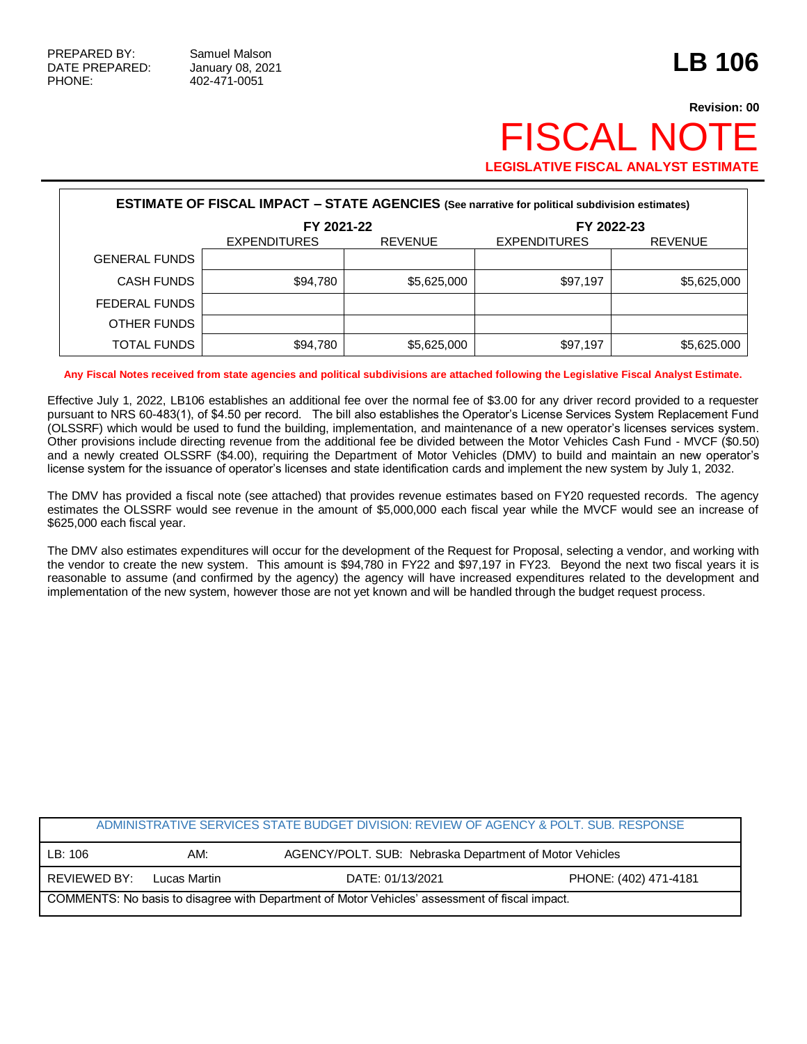PREPARED BY: Samuel Malson
DATE PREPARED: January 08, 2021
PHONE: 402-471-0051

# LB 106

**Revision: 00**

# FISCAL NOTE

**LEGISLATIVE FISCAL ANALYST ESTIMATE**

| **ESTIMATE OF FISCAL IMPACT – STATE AGENCIES** (See narrative for political subdivision estimates) | | | | |
|---|---|---|---|---|
| | **FY 2021-22** | | **FY 2022-23** | |
| | EXPENDITURES | REVENUE | EXPENDITURES | REVENUE |
| GENERAL FUNDS | | | | |
| CASH FUNDS | $94,780 | $5,625,000 | $97,197 | $5,625,000 |
| FEDERAL FUNDS | | | | |
| OTHER FUNDS | | | | |
| TOTAL FUNDS | $94,780 | $5,625,000 | $97,197 | $5,625.000 |

**Any Fiscal Notes received from state agencies and political subdivisions are attached following the Legislative Fiscal Analyst Estimate.**

Effective July 1, 2022, LB106 establishes an additional fee over the normal fee of $3.00 for any driver record provided to a requester pursuant to NRS 60-483(1), of $4.50 per record. The bill also establishes the Operator's License Services System Replacement Fund (OLSSRF) which would be used to fund the building, implementation, and maintenance of a new operator's licenses services system. Other provisions include directing revenue from the additional fee be divided between the Motor Vehicles Cash Fund - MVCF ($0.50) and a newly created OLSSRF ($4.00), requiring the Department of Motor Vehicles (DMV) to build and maintain an new operator's license system for the issuance of operator's licenses and state identification cards and implement the new system by July 1, 2032.

The DMV has provided a fiscal note (see attached) that provides revenue estimates based on FY20 requested records. The agency estimates the OLSSRF would see revenue in the amount of $5,000,000 each fiscal year while the MVCF would see an increase of $625,000 each fiscal year.

The DMV also estimates expenditures will occur for the development of the Request for Proposal, selecting a vendor, and working with the vendor to create the new system. This amount is $94,780 in FY22 and $97,197 in FY23. Beyond the next two fiscal years it is reasonable to assume (and confirmed by the agency) the agency will have increased expenditures related to the development and implementation of the new system, however those are not yet known and will be handled through the budget request process.

| ADMINISTRATIVE SERVICES STATE BUDGET DIVISION: REVIEW OF AGENCY & POLT. SUB. RESPONSE | | | |
|---|---|---|---|
| LB: 106 | AM: | AGENCY/POLT. SUB: Nebraska Department of Motor Vehicles | |
| REVIEWED BY: Lucas Martin | | DATE: 01/13/2021 | PHONE: (402) 471-4181 |
| COMMENTS: No basis to disagree with Department of Motor Vehicles' assessment of fiscal impact. | | | |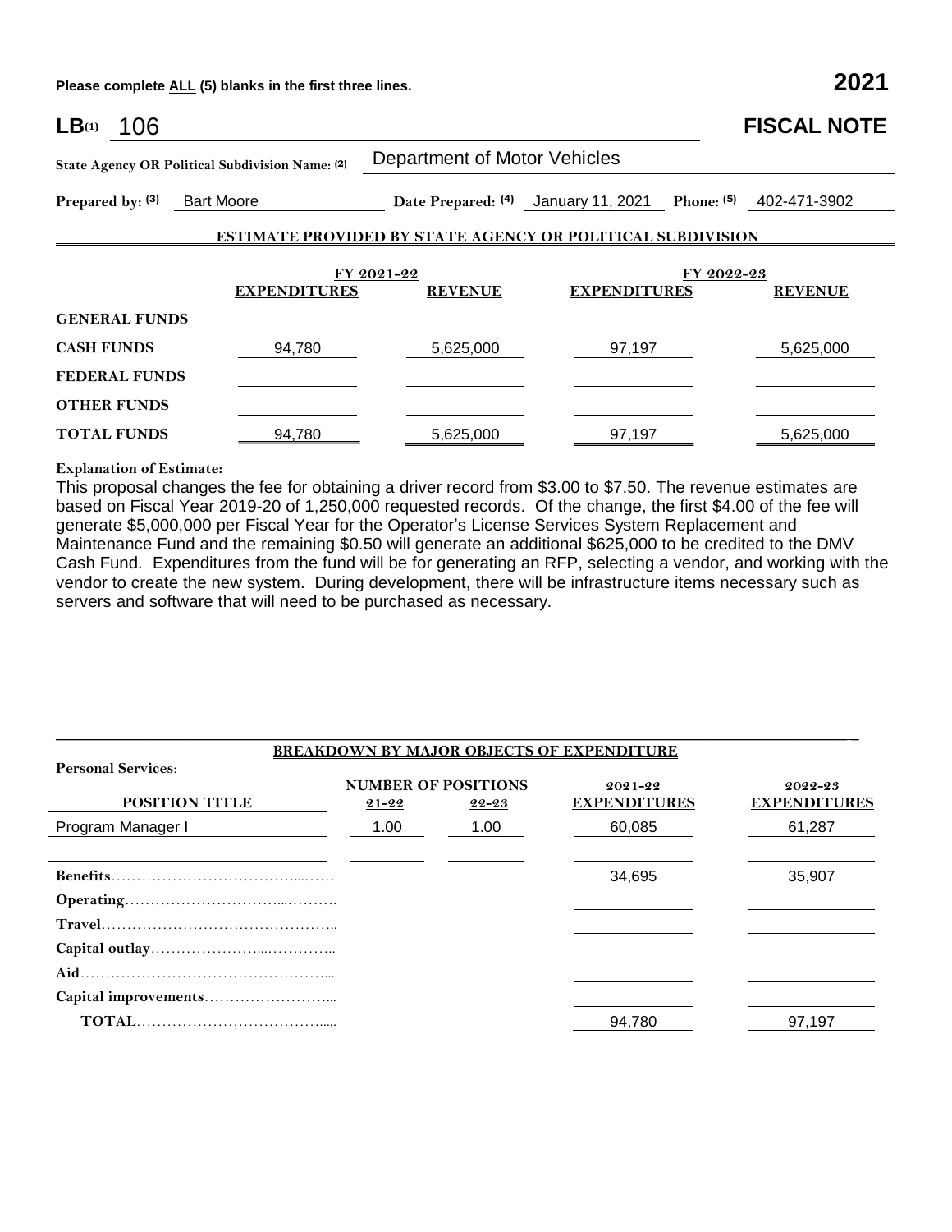Please complete ALL (5) blanks in the first three lines.

**2021**

# LB(1) 106 — FISCAL NOTE

**State Agency OR Political Subdivision Name: (2)** Department of Motor Vehicles

**Prepared by: (3)** Bart Moore **Date Prepared: (4)** January 11, 2021 **Phone: (5)** 402-471-3902

## ESTIMATE PROVIDED BY STATE AGENCY OR POLITICAL SUBDIVISION

| | FY 2021-22 | | FY 2022-23 | |
|---|---|---|---|---|
| | **EXPENDITURES** | **REVENUE** | **EXPENDITURES** | **REVENUE** |
| **GENERAL FUNDS** | | | | |
| **CASH FUNDS** | 94,780 | 5,625,000 | 97,197 | 5,625,000 |
| **FEDERAL FUNDS** | | | | |
| **OTHER FUNDS** | | | | |
| **TOTAL FUNDS** | 94,780 | 5,625,000 | 97,197 | 5,625,000 |

**Explanation of Estimate:**

This proposal changes the fee for obtaining a driver record from $3.00 to $7.50. The revenue estimates are based on Fiscal Year 2019-20 of 1,250,000 requested records. Of the change, the first $4.00 of the fee will generate $5,000,000 per Fiscal Year for the Operator's License Services System Replacement and Maintenance Fund and the remaining $0.50 will generate an additional $625,000 to be credited to the DMV Cash Fund. Expenditures from the fund will be for generating an RFP, selecting a vendor, and working with the vendor to create the new system. During development, there will be infrastructure items necessary such as servers and software that will need to be purchased as necessary.

## BREAKDOWN BY MAJOR OBJECTS OF EXPENDITURE

**Personal Services:**

| | NUMBER OF POSITIONS | | 2021-22 | 2022-23 |
|---|---|---|---|---|
| **POSITION TITLE** | **21-22** | **22-23** | **EXPENDITURES** | **EXPENDITURES** |
| Program Manager I | 1.00 | 1.00 | 60,085 | 61,287 |
| | | | | |
| **Benefits** | | | 34,695 | 35,907 |
| **Operating** | | | | |
| **Travel** | | | | |
| **Capital outlay** | | | | |
| **Aid** | | | | |
| **Capital improvements** | | | | |
| **TOTAL** | | | 94,780 | 97,197 |